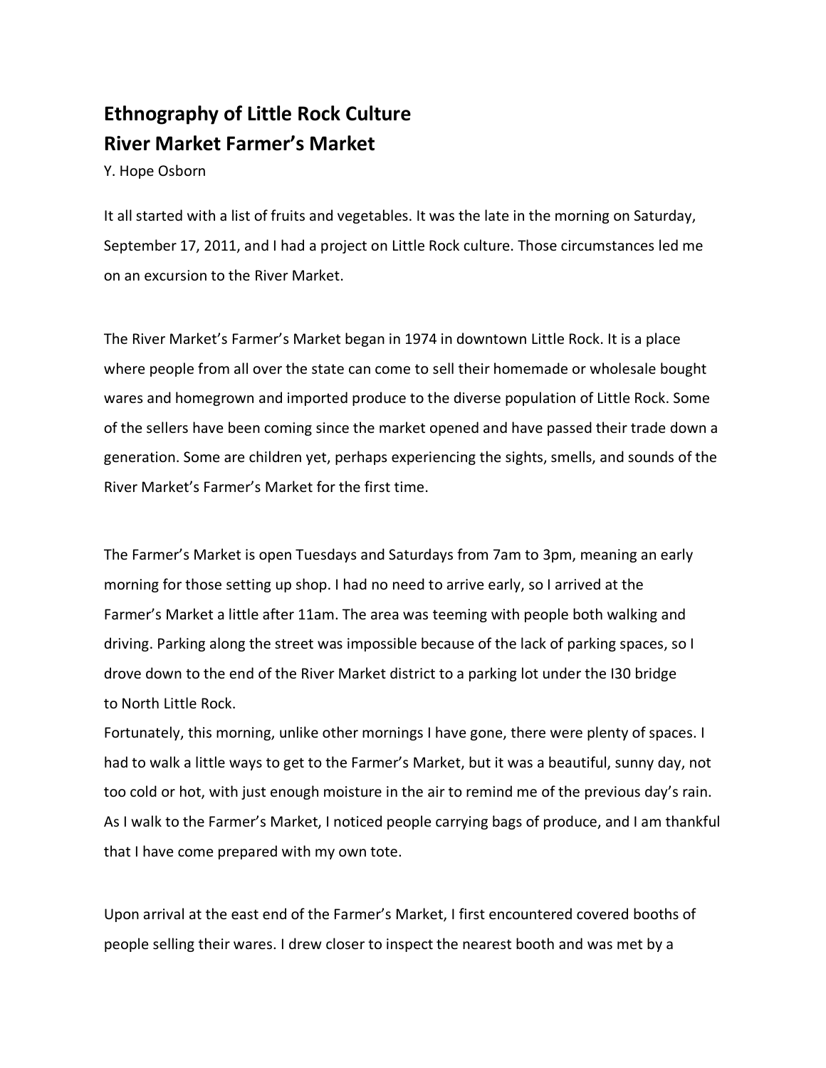# Ethnography of Little Rock Culture
# River Market Farmer's Market

Y. Hope Osborn

It all started with a list of fruits and vegetables. It was the late in the morning on Saturday, September 17, 2011, and I had a project on Little Rock culture. Those circumstances led me on an excursion to the River Market.

The River Market's Farmer's Market began in 1974 in downtown Little Rock. It is a place where people from all over the state can come to sell their homemade or wholesale bought wares and homegrown and imported produce to the diverse population of Little Rock. Some of the sellers have been coming since the market opened and have passed their trade down a generation. Some are children yet, perhaps experiencing the sights, smells, and sounds of the River Market's Farmer's Market for the first time.

The Farmer's Market is open Tuesdays and Saturdays from 7am to 3pm, meaning an early morning for those setting up shop. I had no need to arrive early, so I arrived at the Farmer's Market a little after 11am. The area was teeming with people both walking and driving. Parking along the street was impossible because of the lack of parking spaces, so I drove down to the end of the River Market district to a parking lot under the I30 bridge to North Little Rock.

Fortunately, this morning, unlike other mornings I have gone, there were plenty of spaces. I had to walk a little ways to get to the Farmer's Market, but it was a beautiful, sunny day, not too cold or hot, with just enough moisture in the air to remind me of the previous day's rain. As I walk to the Farmer's Market, I noticed people carrying bags of produce, and I am thankful that I have come prepared with my own tote.

Upon arrival at the east end of the Farmer's Market, I first encountered covered booths of people selling their wares. I drew closer to inspect the nearest booth and was met by a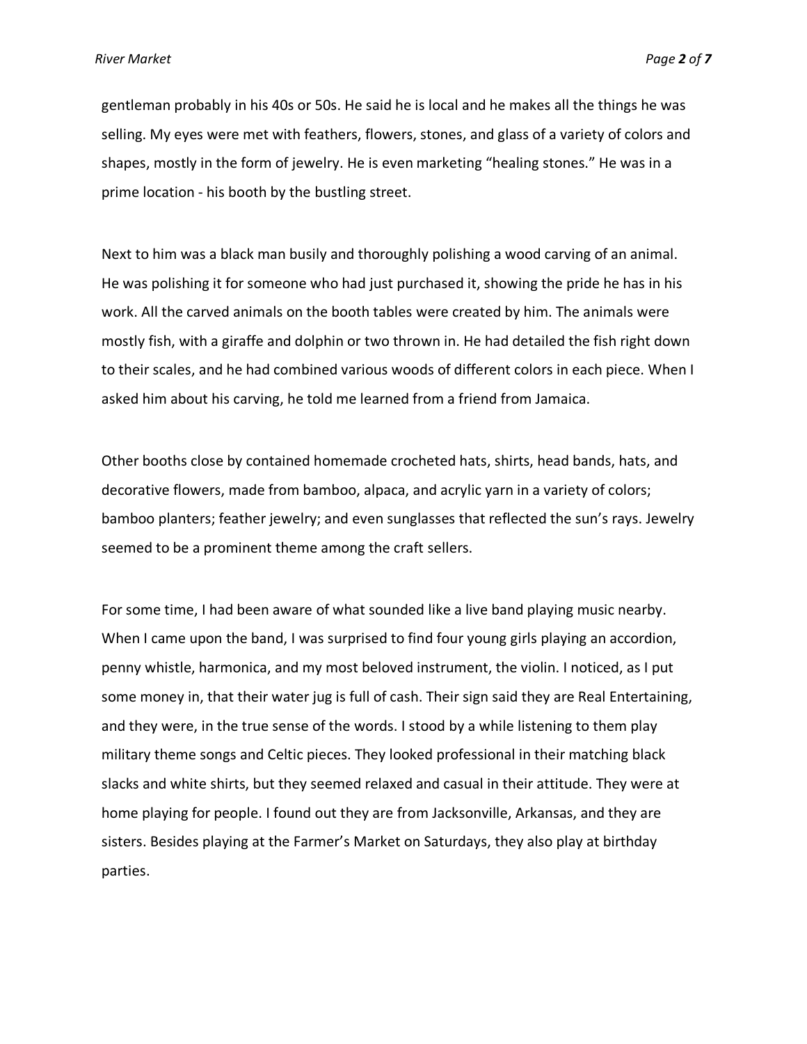gentleman probably in his 40s or 50s. He said he is local and he makes all the things he was selling. My eyes were met with feathers, flowers, stones, and glass of a variety of colors and shapes, mostly in the form of jewelry. He is even marketing "healing stones." He was in a prime location - his booth by the bustling street.

Next to him was a black man busily and thoroughly polishing a wood carving of an animal. He was polishing it for someone who had just purchased it, showing the pride he has in his work. All the carved animals on the booth tables were created by him. The animals were mostly fish, with a giraffe and dolphin or two thrown in. He had detailed the fish right down to their scales, and he had combined various woods of different colors in each piece. When I asked him about his carving, he told me learned from a friend from Jamaica.

Other booths close by contained homemade crocheted hats, shirts, head bands, hats, and decorative flowers, made from bamboo, alpaca, and acrylic yarn in a variety of colors; bamboo planters; feather jewelry; and even sunglasses that reflected the sun's rays. Jewelry seemed to be a prominent theme among the craft sellers.

For some time, I had been aware of what sounded like a live band playing music nearby. When I came upon the band, I was surprised to find four young girls playing an accordion, penny whistle, harmonica, and my most beloved instrument, the violin. I noticed, as I put some money in, that their water jug is full of cash. Their sign said they are Real Entertaining, and they were, in the true sense of the words. I stood by a while listening to them play military theme songs and Celtic pieces. They looked professional in their matching black slacks and white shirts, but they seemed relaxed and casual in their attitude. They were at home playing for people. I found out they are from Jacksonville, Arkansas, and they are sisters. Besides playing at the Farmer's Market on Saturdays, they also play at birthday parties.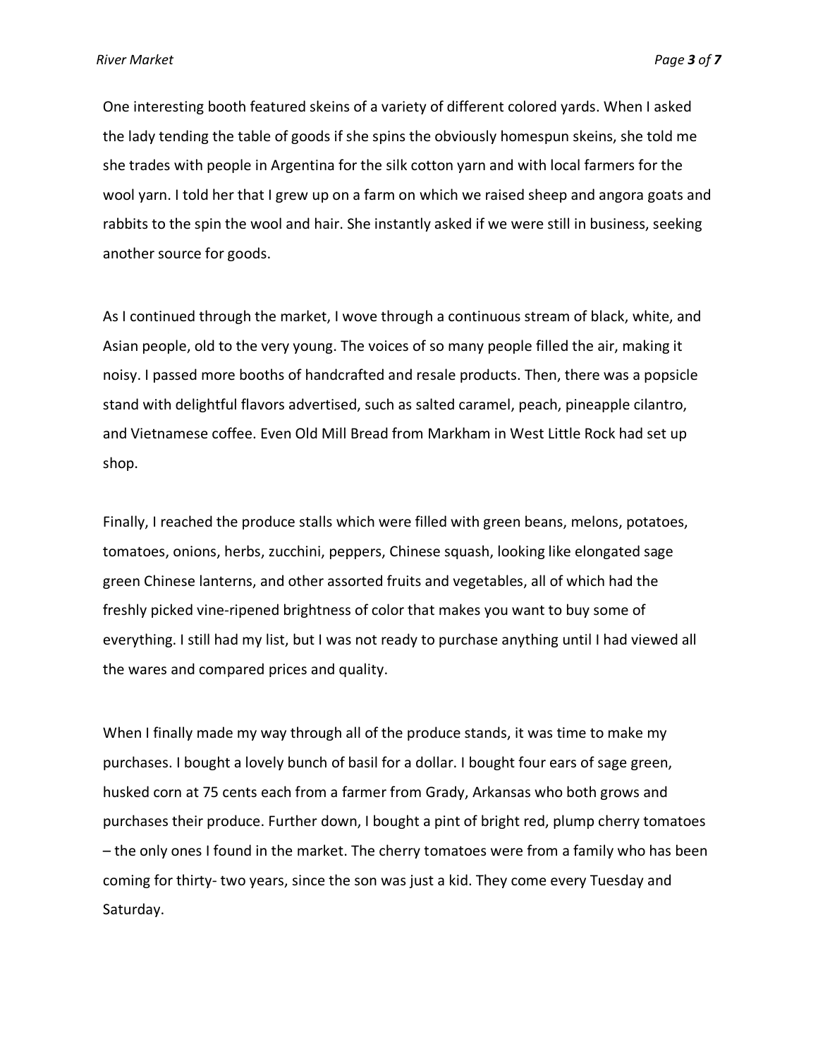One interesting booth featured skeins of a variety of different colored yards. When I asked the lady tending the table of goods if she spins the obviously homespun skeins, she told me she trades with people in Argentina for the silk cotton yarn and with local farmers for the wool yarn. I told her that I grew up on a farm on which we raised sheep and angora goats and rabbits to the spin the wool and hair. She instantly asked if we were still in business, seeking another source for goods.

As I continued through the market, I wove through a continuous stream of black, white, and Asian people, old to the very young. The voices of so many people filled the air, making it noisy. I passed more booths of handcrafted and resale products. Then, there was a popsicle stand with delightful flavors advertised, such as salted caramel, peach, pineapple cilantro, and Vietnamese coffee. Even Old Mill Bread from Markham in West Little Rock had set up shop.

Finally, I reached the produce stalls which were filled with green beans, melons, potatoes, tomatoes, onions, herbs, zucchini, peppers, Chinese squash, looking like elongated sage green Chinese lanterns, and other assorted fruits and vegetables, all of which had the freshly picked vine-ripened brightness of color that makes you want to buy some of everything. I still had my list, but I was not ready to purchase anything until I had viewed all the wares and compared prices and quality.

When I finally made my way through all of the produce stands, it was time to make my purchases. I bought a lovely bunch of basil for a dollar. I bought four ears of sage green, husked corn at 75 cents each from a farmer from Grady, Arkansas who both grows and purchases their produce. Further down, I bought a pint of bright red, plump cherry tomatoes – the only ones I found in the market. The cherry tomatoes were from a family who has been coming for thirty- two years, since the son was just a kid. They come every Tuesday and Saturday.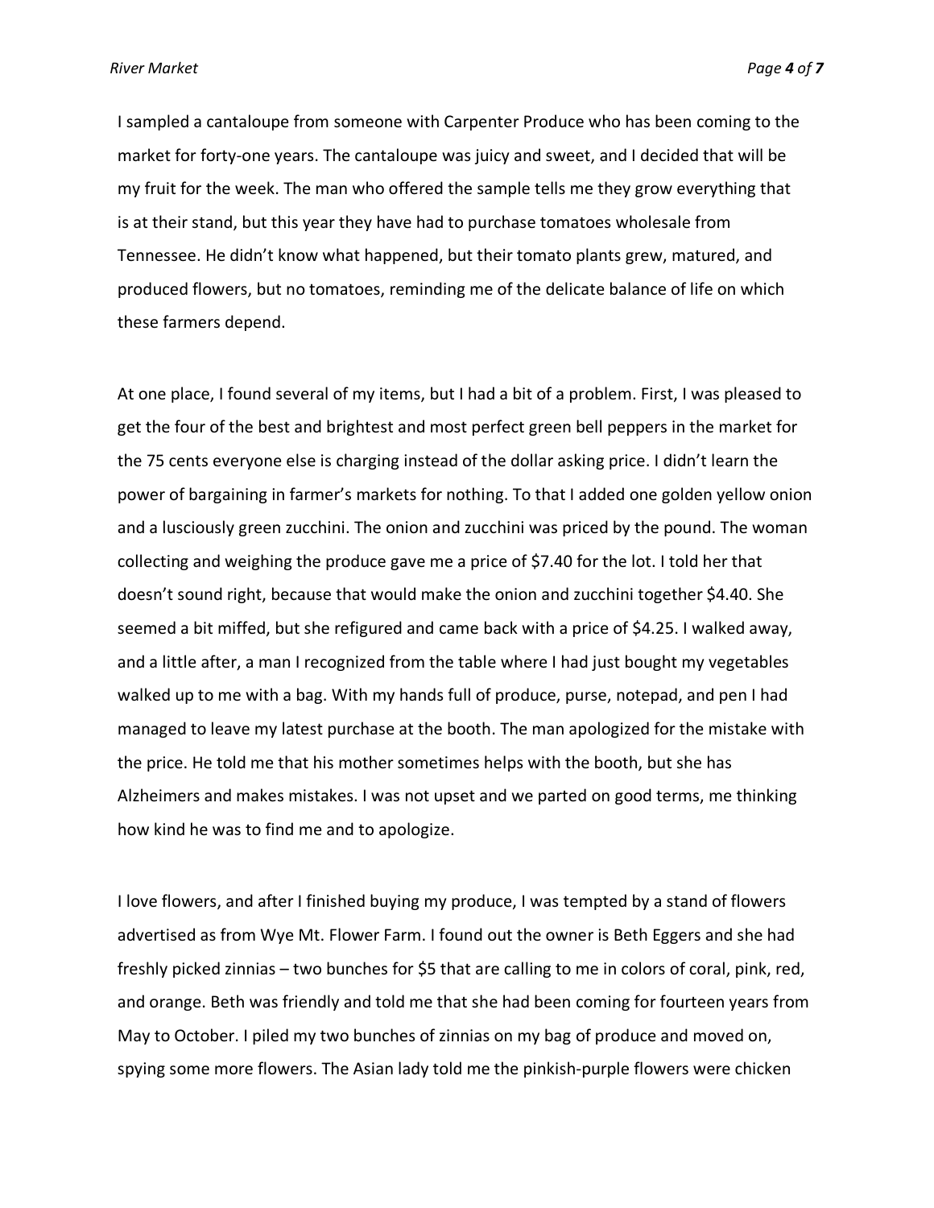I sampled a cantaloupe from someone with Carpenter Produce who has been coming to the market for forty-one years. The cantaloupe was juicy and sweet, and I decided that will be my fruit for the week. The man who offered the sample tells me they grow everything that is at their stand, but this year they have had to purchase tomatoes wholesale from Tennessee. He didn't know what happened, but their tomato plants grew, matured, and produced flowers, but no tomatoes, reminding me of the delicate balance of life on which these farmers depend.

At one place, I found several of my items, but I had a bit of a problem. First, I was pleased to get the four of the best and brightest and most perfect green bell peppers in the market for the 75 cents everyone else is charging instead of the dollar asking price. I didn't learn the power of bargaining in farmer's markets for nothing. To that I added one golden yellow onion and a lusciously green zucchini. The onion and zucchini was priced by the pound. The woman collecting and weighing the produce gave me a price of $7.40 for the lot. I told her that doesn't sound right, because that would make the onion and zucchini together $4.40. She seemed a bit miffed, but she refigured and came back with a price of $4.25. I walked away, and a little after, a man I recognized from the table where I had just bought my vegetables walked up to me with a bag. With my hands full of produce, purse, notepad, and pen I had managed to leave my latest purchase at the booth. The man apologized for the mistake with the price. He told me that his mother sometimes helps with the booth, but she has Alzheimers and makes mistakes. I was not upset and we parted on good terms, me thinking how kind he was to find me and to apologize.

I love flowers, and after I finished buying my produce, I was tempted by a stand of flowers advertised as from Wye Mt. Flower Farm. I found out the owner is Beth Eggers and she had freshly picked zinnias – two bunches for $5 that are calling to me in colors of coral, pink, red, and orange. Beth was friendly and told me that she had been coming for fourteen years from May to October. I piled my two bunches of zinnias on my bag of produce and moved on, spying some more flowers. The Asian lady told me the pinkish-purple flowers were chicken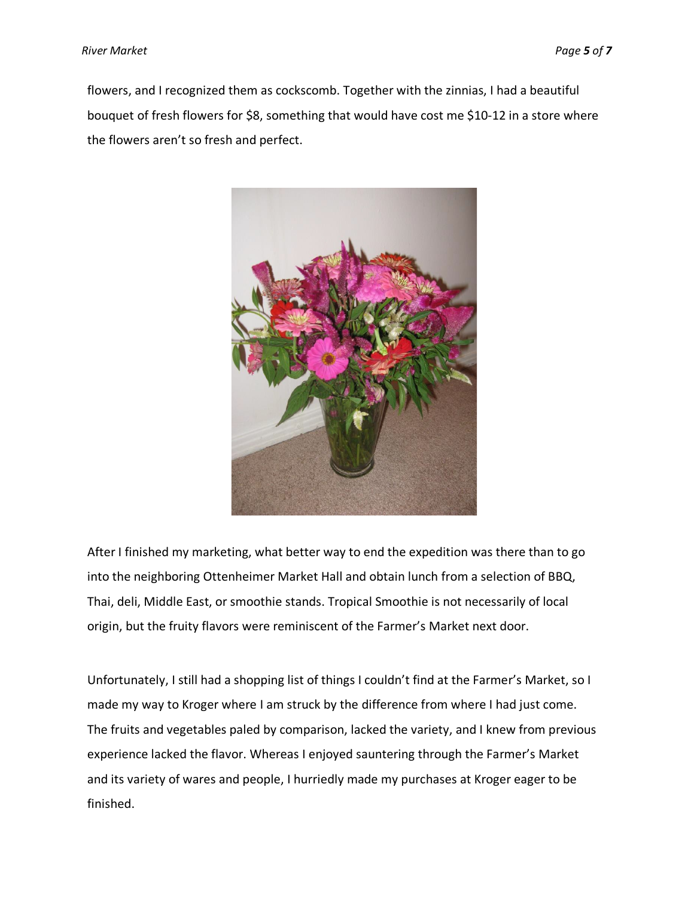flowers, and I recognized them as cockscomb. Together with the zinnias, I had a beautiful bouquet of fresh flowers for $8, something that would have cost me $10-12 in a store where the flowers aren't so fresh and perfect.

After I finished my marketing, what better way to end the expedition was there than to go into the neighboring Ottenheimer Market Hall and obtain lunch from a selection of BBQ, Thai, deli, Middle East, or smoothie stands. Tropical Smoothie is not necessarily of local origin, but the fruity flavors were reminiscent of the Farmer's Market next door.

Unfortunately, I still had a shopping list of things I couldn't find at the Farmer's Market, so I made my way to Kroger where I am struck by the difference from where I had just come. The fruits and vegetables paled by comparison, lacked the variety, and I knew from previous experience lacked the flavor. Whereas I enjoyed sauntering through the Farmer's Market and its variety of wares and people, I hurriedly made my purchases at Kroger eager to be finished.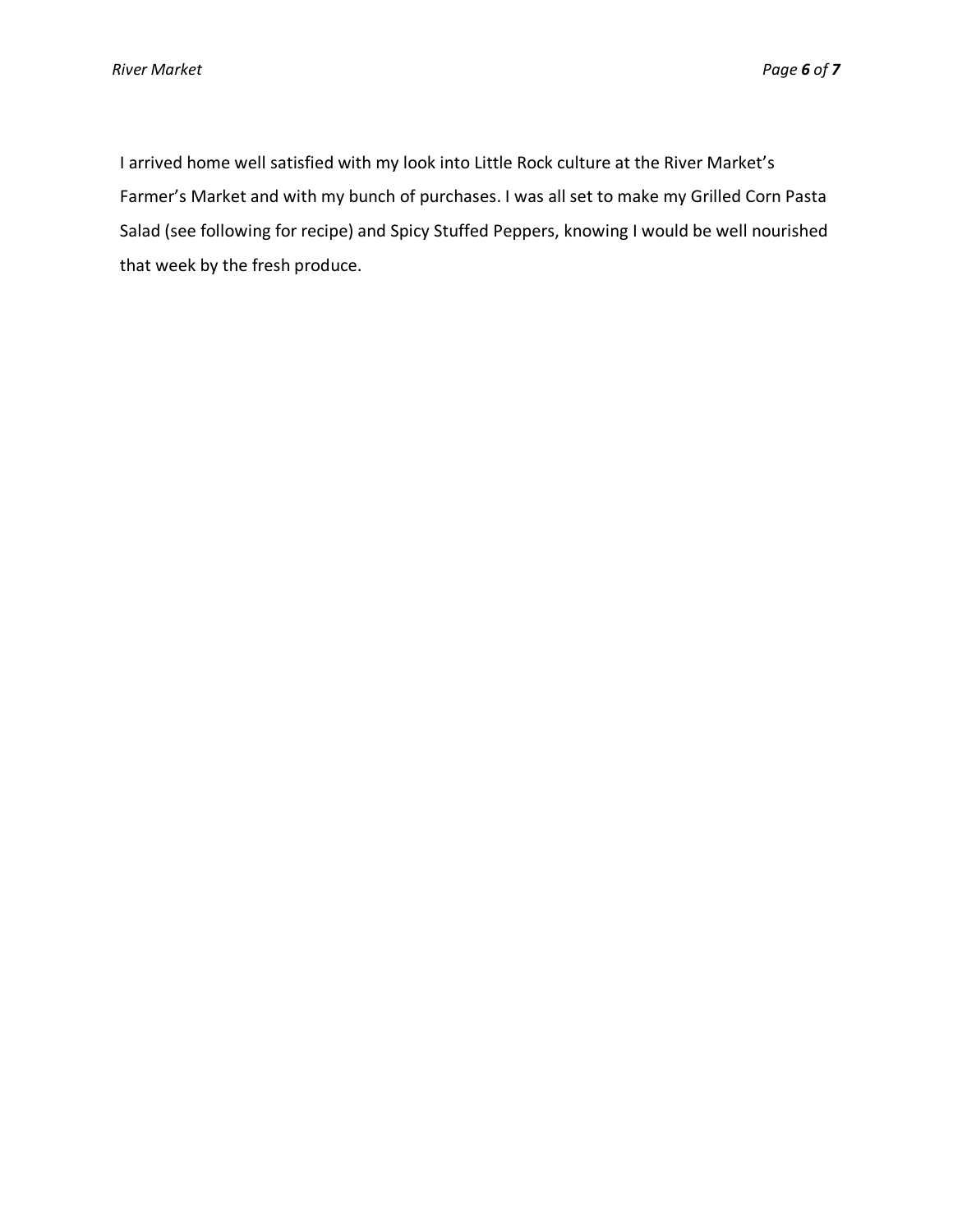I arrived home well satisfied with my look into Little Rock culture at the River Market's Farmer's Market and with my bunch of purchases. I was all set to make my Grilled Corn Pasta Salad (see following for recipe) and Spicy Stuffed Peppers, knowing I would be well nourished that week by the fresh produce.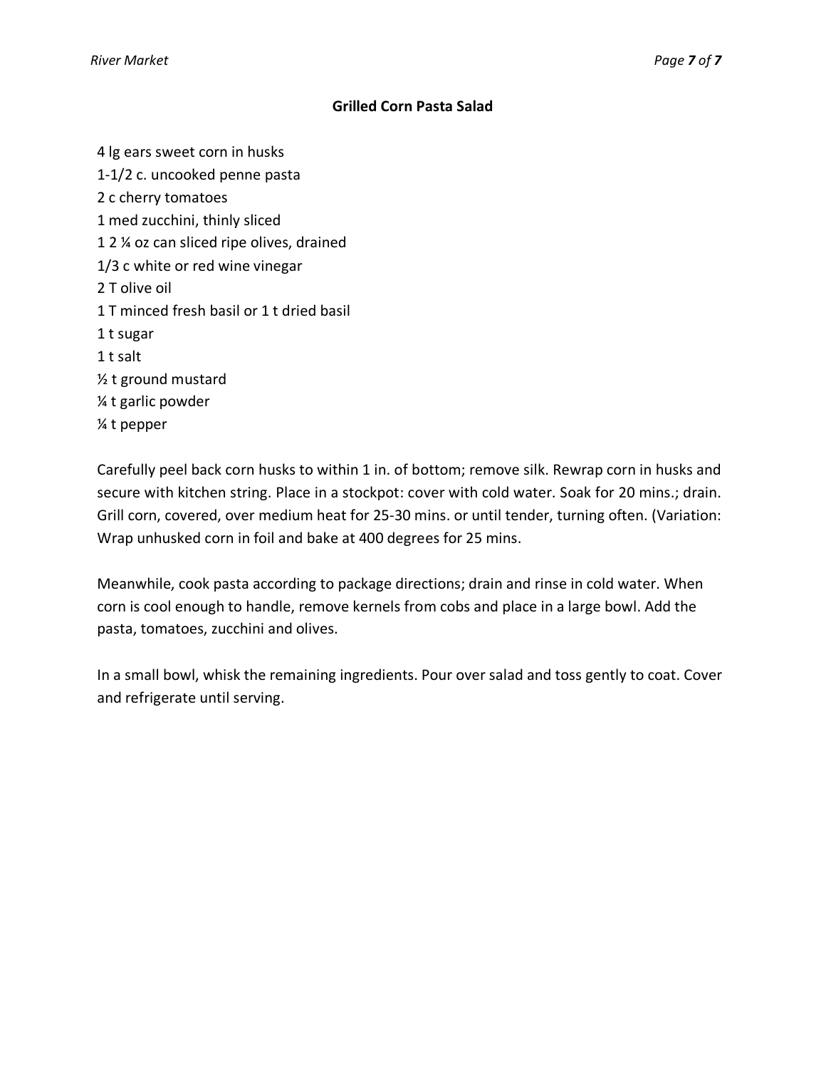**Grilled Corn Pasta Salad**

4 lg ears sweet corn in husks
1-1/2 c. uncooked penne pasta
2 c cherry tomatoes
1 med zucchini, thinly sliced
1 2 ¼ oz can sliced ripe olives, drained
1/3 c white or red wine vinegar
2 T olive oil
1 T minced fresh basil or 1 t dried basil
1 t sugar
1 t salt
½ t ground mustard
¼ t garlic powder
¼ t pepper

Carefully peel back corn husks to within 1 in. of bottom; remove silk. Rewrap corn in husks and secure with kitchen string. Place in a stockpot: cover with cold water. Soak for 20 mins.; drain. Grill corn, covered, over medium heat for 25-30 mins. or until tender, turning often. (Variation: Wrap unhusked corn in foil and bake at 400 degrees for 25 mins.

Meanwhile, cook pasta according to package directions; drain and rinse in cold water. When corn is cool enough to handle, remove kernels from cobs and place in a large bowl. Add the pasta, tomatoes, zucchini and olives.

In a small bowl, whisk the remaining ingredients. Pour over salad and toss gently to coat. Cover and refrigerate until serving.